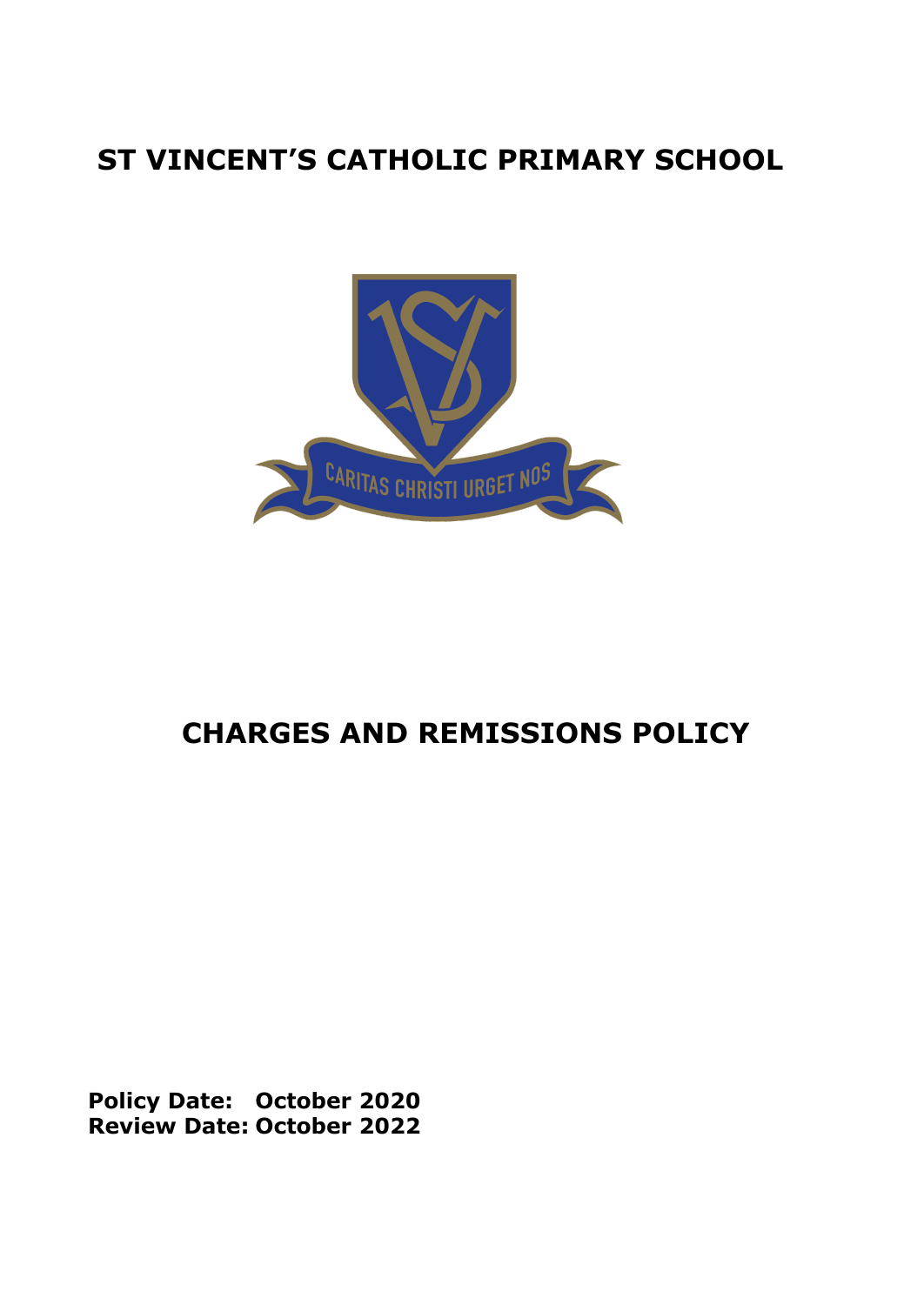# ST VINCENT'S CATHOLIC PRIMARY SCHOOL

# CHARGES AND REMISSIONS POLICY

**Policy Date: October 2020**
**Review Date: October 2022**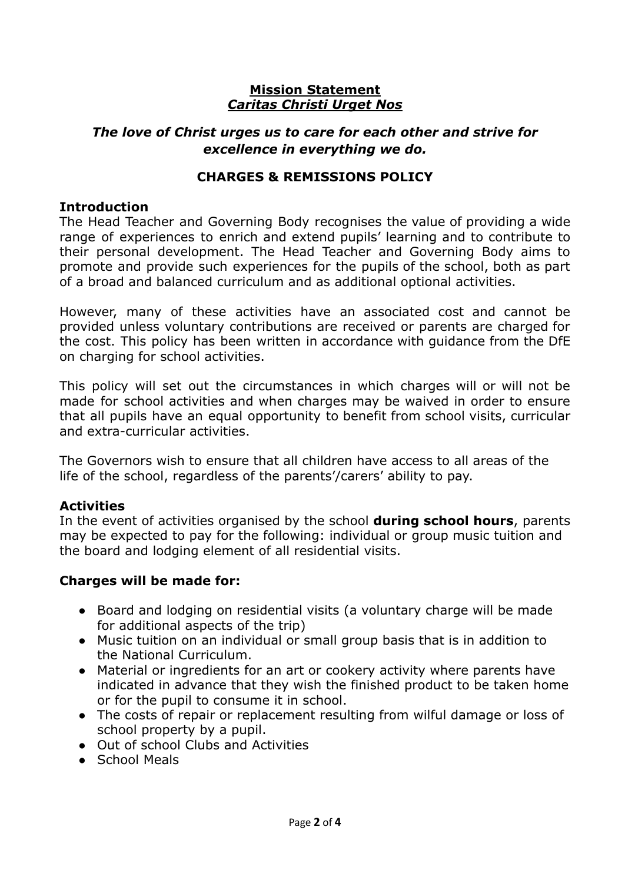**Mission Statement**

***Caritas Christi Urget Nos***

***The love of Christ urges us to care for each other and strive for excellence in everything we do.***

## CHARGES & REMISSIONS POLICY

### Introduction

The Head Teacher and Governing Body recognises the value of providing a wide range of experiences to enrich and extend pupils' learning and to contribute to their personal development. The Head Teacher and Governing Body aims to promote and provide such experiences for the pupils of the school, both as part of a broad and balanced curriculum and as additional optional activities.

However, many of these activities have an associated cost and cannot be provided unless voluntary contributions are received or parents are charged for the cost. This policy has been written in accordance with guidance from the DfE on charging for school activities.

This policy will set out the circumstances in which charges will or will not be made for school activities and when charges may be waived in order to ensure that all pupils have an equal opportunity to benefit from school visits, curricular and extra-curricular activities.

The Governors wish to ensure that all children have access to all areas of the life of the school, regardless of the parents'/carers' ability to pay.

### Activities

In the event of activities organised by the school **during school hours**, parents may be expected to pay for the following: individual or group music tuition and the board and lodging element of all residential visits.

### Charges will be made for:

- Board and lodging on residential visits (a voluntary charge will be made for additional aspects of the trip)
- Music tuition on an individual or small group basis that is in addition to the National Curriculum.
- Material or ingredients for an art or cookery activity where parents have indicated in advance that they wish the finished product to be taken home or for the pupil to consume it in school.
- The costs of repair or replacement resulting from wilful damage or loss of school property by a pupil.
- Out of school Clubs and Activities
- School Meals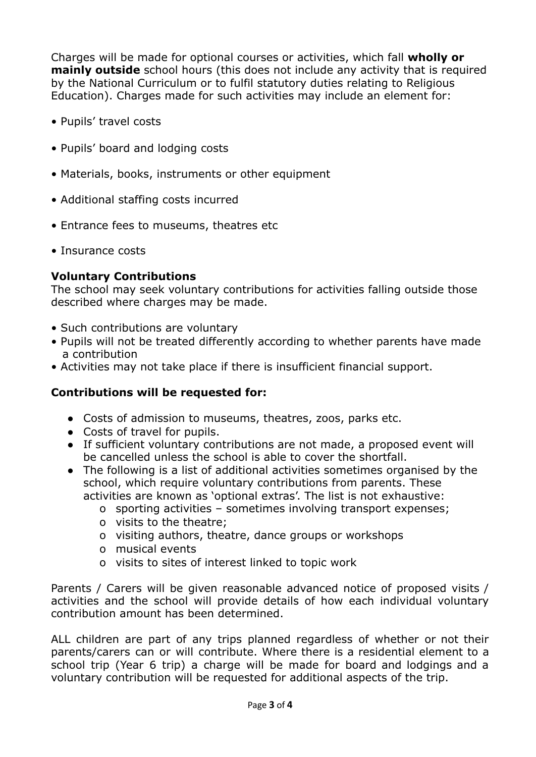Charges will be made for optional courses or activities, which fall **wholly or mainly outside** school hours (this does not include any activity that is required by the National Curriculum or to fulfil statutory duties relating to Religious Education). Charges made for such activities may include an element for:

- Pupils' travel costs
- Pupils' board and lodging costs
- Materials, books, instruments or other equipment
- Additional staffing costs incurred
- Entrance fees to museums, theatres etc
- Insurance costs

**Voluntary Contributions**

The school may seek voluntary contributions for activities falling outside those described where charges may be made.

- Such contributions are voluntary
- Pupils will not be treated differently according to whether parents have made a contribution
- Activities may not take place if there is insufficient financial support.

**Contributions will be requested for:**

- Costs of admission to museums, theatres, zoos, parks etc.
- Costs of travel for pupils.
- If sufficient voluntary contributions are not made, a proposed event will be cancelled unless the school is able to cover the shortfall.
- The following is a list of additional activities sometimes organised by the school, which require voluntary contributions from parents. These activities are known as 'optional extras'. The list is not exhaustive:
    - sporting activities – sometimes involving transport expenses;
    - visits to the theatre;
    - visiting authors, theatre, dance groups or workshops
    - musical events
    - visits to sites of interest linked to topic work

Parents / Carers will be given reasonable advanced notice of proposed visits / activities and the school will provide details of how each individual voluntary contribution amount has been determined.

ALL children are part of any trips planned regardless of whether or not their parents/carers can or will contribute. Where there is a residential element to a school trip (Year 6 trip) a charge will be made for board and lodgings and a voluntary contribution will be requested for additional aspects of the trip.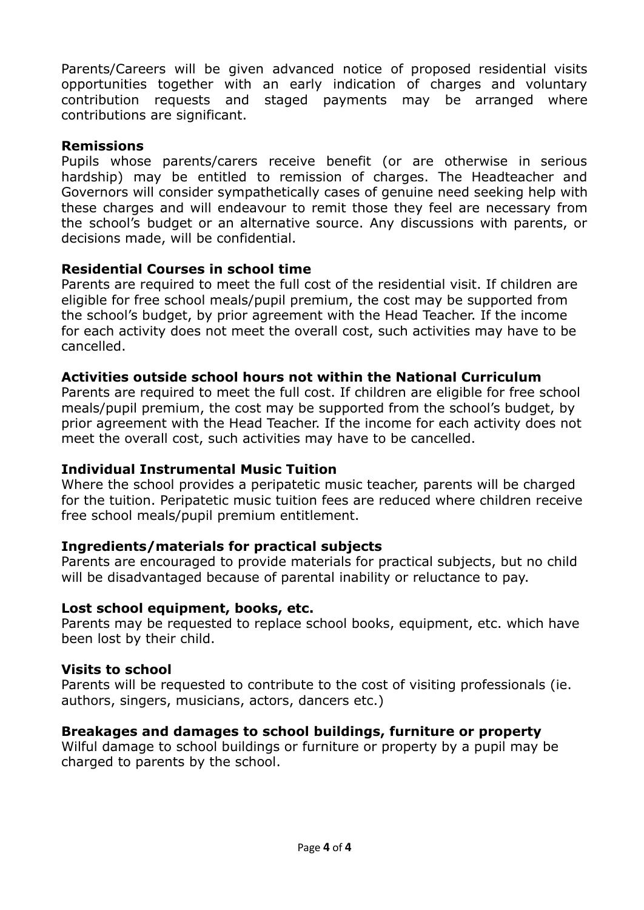Parents/Careers will be given advanced notice of proposed residential visits opportunities together with an early indication of charges and voluntary contribution requests and staged payments may be arranged where contributions are significant.

**Remissions**

Pupils whose parents/carers receive benefit (or are otherwise in serious hardship) may be entitled to remission of charges. The Headteacher and Governors will consider sympathetically cases of genuine need seeking help with these charges and will endeavour to remit those they feel are necessary from the school's budget or an alternative source. Any discussions with parents, or decisions made, will be confidential.

**Residential Courses in school time**

Parents are required to meet the full cost of the residential visit. If children are eligible for free school meals/pupil premium, the cost may be supported from the school's budget, by prior agreement with the Head Teacher. If the income for each activity does not meet the overall cost, such activities may have to be cancelled.

**Activities outside school hours not within the National Curriculum**

Parents are required to meet the full cost. If children are eligible for free school meals/pupil premium, the cost may be supported from the school's budget, by prior agreement with the Head Teacher. If the income for each activity does not meet the overall cost, such activities may have to be cancelled.

**Individual Instrumental Music Tuition**

Where the school provides a peripatetic music teacher, parents will be charged for the tuition. Peripatetic music tuition fees are reduced where children receive free school meals/pupil premium entitlement.

**Ingredients/materials for practical subjects**

Parents are encouraged to provide materials for practical subjects, but no child will be disadvantaged because of parental inability or reluctance to pay.

**Lost school equipment, books, etc.**

Parents may be requested to replace school books, equipment, etc. which have been lost by their child.

**Visits to school**

Parents will be requested to contribute to the cost of visiting professionals (ie. authors, singers, musicians, actors, dancers etc.)

**Breakages and damages to school buildings, furniture or property**

Wilful damage to school buildings or furniture or property by a pupil may be charged to parents by the school.